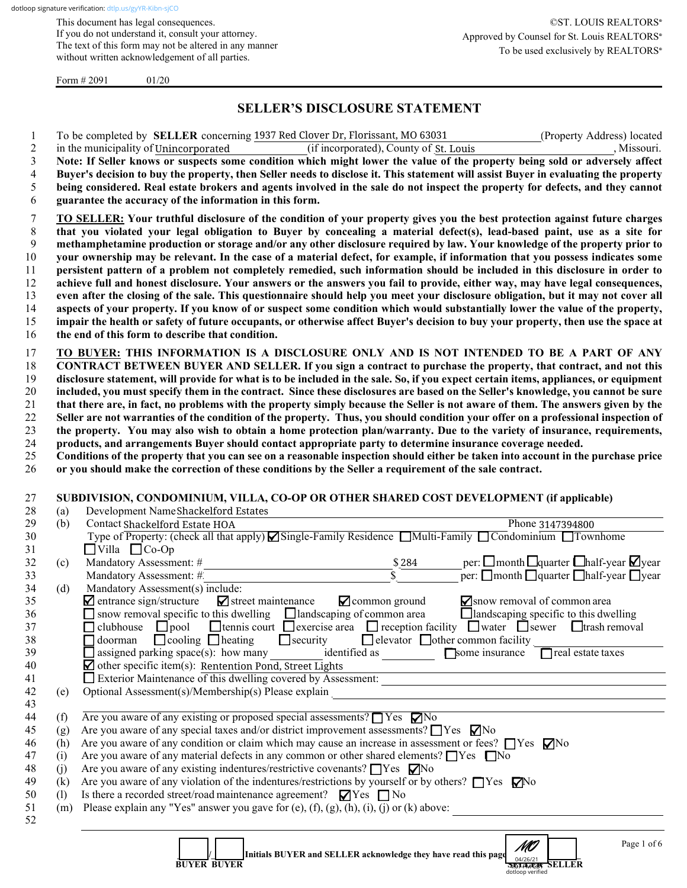dotloop signature verification: dtlp.us/gyYR-Kibn-sjCO

This document has legal consequences.
If you do not understand it, consult your attorney.
The text of this form may not be altered in any manner without written acknowledgement of all parties.

©ST. LOUIS REALTORS®
Approved by Counsel for St. Louis REALTORS®
To be used exclusively by REALTORS®

Form # 2091 01/20

# SELLER'S DISCLOSURE STATEMENT

To be completed by **SELLER** concerning 1937 Red Clover Dr, Florissant, MO 63031 (Property Address) located in the municipality of Unincorporated (if incorporated), County of St. Louis, Missouri.
**Note: If Seller knows or suspects some condition which might lower the value of the property being sold or adversely affect Buyer's decision to buy the property, then Seller needs to disclose it. This statement will assist Buyer in evaluating the property being considered. Real estate brokers and agents involved in the sale do not inspect the property for defects, and they cannot guarantee the accuracy of the information in this form.**

**TO SELLER: Your truthful disclosure of the condition of your property gives you the best protection against future charges that you violated your legal obligation to Buyer by concealing a material defect(s), lead-based paint, use as a site for methamphetamine production or storage and/or any other disclosure required by law. Your knowledge of the property prior to your ownership may be relevant. In the case of a material defect, for example, if information that you possess indicates some persistent pattern of a problem not completely remedied, such information should be included in this disclosure in order to achieve full and honest disclosure. Your answers or the answers you fail to provide, either way, may have legal consequences, even after the closing of the sale. This questionnaire should help you meet your disclosure obligation, but it may not cover all aspects of your property. If you know of or suspect some condition which would substantially lower the value of the property, impair the health or safety of future occupants, or otherwise affect Buyer's decision to buy your property, then use the space at the end of this form to describe that condition.**

**TO BUYER: THIS INFORMATION IS A DISCLOSURE ONLY AND IS NOT INTENDED TO BE A PART OF ANY CONTRACT BETWEEN BUYER AND SELLER. If you sign a contract to purchase the property, that contract, and not this disclosure statement, will provide for what is to be included in the sale. So, if you expect certain items, appliances, or equipment included, you must specify them in the contract. Since these disclosures are based on the Seller's knowledge, you cannot be sure that there are, in fact, no problems with the property simply because the Seller is not aware of them. The answers given by the Seller are not warranties of the condition of the property. Thus, you should condition your offer on a professional inspection of the property. You may also wish to obtain a home protection plan/warranty. Due to the variety of insurance, requirements, products, and arrangements Buyer should contact appropriate party to determine insurance coverage needed.**
**Conditions of the property that you can see on a reasonable inspection should either be taken into account in the purchase price or you should make the correction of these conditions by the Seller a requirement of the sale contract.**

## SUBDIVISION, CONDOMINIUM, VILLA, CO-OP OR OTHER SHARED COST DEVELOPMENT (if applicable)

(a) Development Name Shackelford Estates

(b) Contact Shackelford Estate HOA Phone 3147394800
Type of Property: (check all that apply) ☑ Single-Family Residence ☐ Multi-Family ☐ Condominium ☐ Townhome ☐ Villa ☐ Co-Op

(c) Mandatory Assessment: # ________ $ 284 per: ☐ month ☐ quarter ☐ half-year ☑ year
Mandatory Assessment: # ________ $ ________ per: ☐ month ☐ quarter ☐ half-year ☐ year

(d) Mandatory Assessment(s) include:
☑ entrance sign/structure ☑ street maintenance ☑ common ground ☑ snow removal of common area
☐ snow removal specific to this dwelling ☐ landscaping of common area ☐ landscaping specific to this dwelling
☐ clubhouse ☐ pool ☐ tennis court ☐ exercise area ☐ reception facility ☐ water ☐ sewer ☐ trash removal
☐ doorman ☐ cooling ☐ heating ☐ security ☐ elevator ☐ other common facility ________
☐ assigned parking space(s): how many ________ identified as ________ ☐ some insurance ☐ real estate taxes
☑ other specific item(s): Rentention Pond, Street Lights
☐ Exterior Maintenance of this dwelling covered by Assessment: ________

(e) Optional Assessment(s)/Membership(s) Please explain ________

(f) Are you aware of any existing or proposed special assessments? ☐ Yes ☑ No
(g) Are you aware of any special taxes and/or district improvement assessments? ☐ Yes ☑ No
(h) Are you aware of any condition or claim which may cause an increase in assessment or fees? ☐ Yes ☑ No
(i) Are you aware of any material defects in any common or other shared elements? ☐ Yes ☐ No
(j) Are you aware of any existing indentures/restrictive covenants? ☐ Yes ☑ No
(k) Are you aware of any violation of the indentures/restrictions by yourself or by others? ☐ Yes ☑ No
(l) Is there a recorded street/road maintenance agreement? ☑ Yes ☐ No
(m) Please explain any "Yes" answer you gave for (e), (f), (g), (h), (i), (j) or (k) above: ________

____/____ Initials BUYER and SELLER acknowledge they have read this page MO (04/26/21, dotloop verified) / ____
BUYER BUYER SELLER SELLER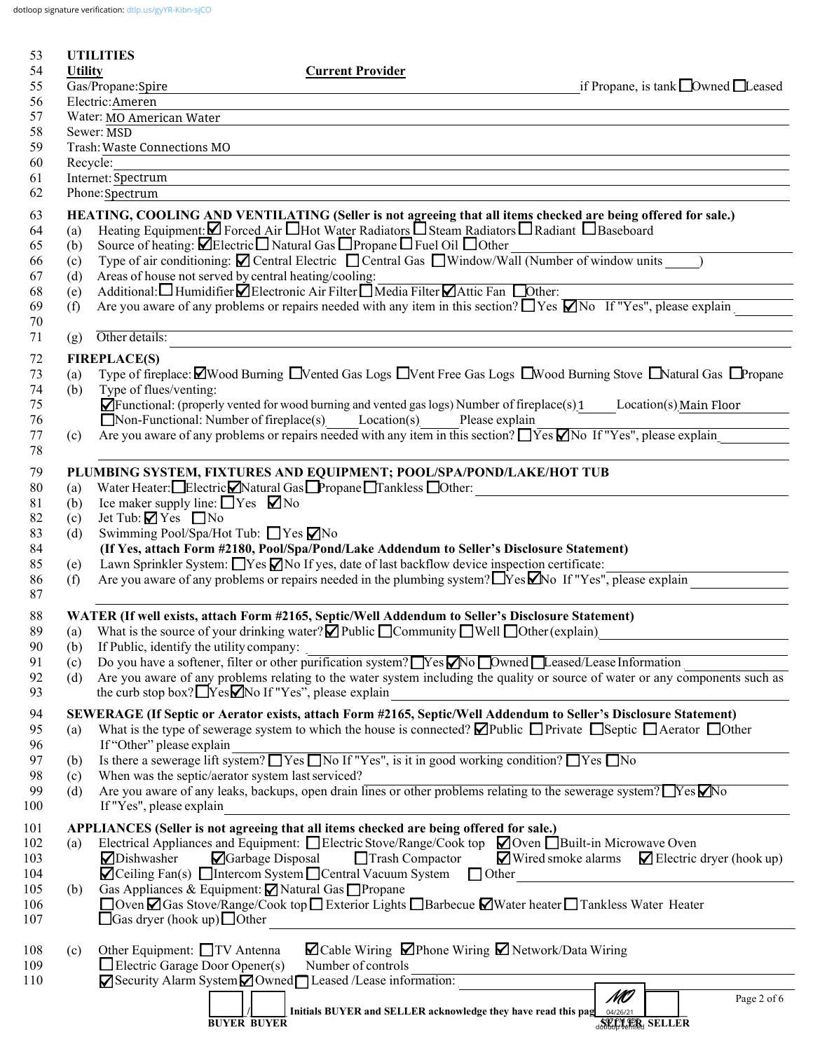dotloop signature verification: dtlp.us/gyYR-Kibn-sjCO

53 **UTILITIES**

54 **Utility** **Current Provider**

55 Gas/Propane: Spire if Propane, is tank ☐ Owned ☐ Leased

56 Electric: Ameren

57 Water: MO American Water

58 Sewer: MSD

59 Trash: Waste Connections MO

60 Recycle:

61 Internet: Spectrum

62 Phone: Spectrum

63 **HEATING, COOLING AND VENTILATING (Seller is not agreeing that all items checked are being offered for sale.)**

64 (a) Heating Equipment: ☑ Forced Air ☐ Hot Water Radiators ☐ Steam Radiators ☐ Radiant ☐ Baseboard

65 (b) Source of heating: ☑ Electric ☐ Natural Gas ☐ Propane ☐ Fuel Oil ☐ Other

66 (c) Type of air conditioning: ☑ Central Electric ☐ Central Gas ☐ Window/Wall (Number of window units _____)

67 (d) Areas of house not served by central heating/cooling:

68 (e) Additional: ☐ Humidifier ☑ Electronic Air Filter ☐ Media Filter ☑ Attic Fan ☐ Other:

69 (f) Are you aware of any problems or repairs needed with any item in this section? ☐ Yes ☑ No If "Yes", please explain

70

71 (g) Other details:

72 **FIREPLACE(S)**

73 (a) Type of fireplace: ☑ Wood Burning ☐ Vented Gas Logs ☐ Vent Free Gas Logs ☐ Wood Burning Stove ☐ Natural Gas ☐ Propane

74 (b) Type of flues/venting:

75 ☑ Functional: (properly vented for wood burning and vented gas logs) Number of fireplace(s) 1 Location(s) Main Floor

76 ☐ Non-Functional: Number of fireplace(s) _____ Location(s) _____ Please explain

77 (c) Are you aware of any problems or repairs needed with any item in this section? ☐ Yes ☑ No If "Yes", please explain

78

79 **PLUMBING SYSTEM, FIXTURES AND EQUIPMENT; POOL/SPA/POND/LAKE/HOT TUB**

80 (a) Water Heater: ☐ Electric ☑ Natural Gas ☐ Propane ☐ Tankless ☐ Other:

81 (b) Ice maker supply line: ☐ Yes ☑ No

82 (c) Jet Tub: ☑ Yes ☐ No

83 (d) Swimming Pool/Spa/Hot Tub: ☐ Yes ☑ No

84 **(If Yes, attach Form #2180, Pool/Spa/Pond/Lake Addendum to Seller's Disclosure Statement)**

85 (e) Lawn Sprinkler System: ☐ Yes ☑ No If yes, date of last backflow device inspection certificate:

86 (f) Are you aware of any problems or repairs needed in the plumbing system? ☐ Yes ☑ No If "Yes", please explain

87

88 **WATER (If well exists, attach Form #2165, Septic/Well Addendum to Seller's Disclosure Statement)**

89 (a) What is the source of your drinking water? ☑ Public ☐ Community ☐ Well ☐ Other (explain)

90 (b) If Public, identify the utility company:

91 (c) Do you have a softener, filter or other purification system? ☐ Yes ☑ No ☐ Owned ☐ Leased/Lease Information

92 (d) Are you aware of any problems relating to the water system including the quality or source of water or any components such as

93 the curb stop box? ☐ Yes ☑ No If "Yes", please explain

94 **SEWERAGE (If Septic or Aerator exists, attach Form #2165, Septic/Well Addendum to Seller's Disclosure Statement)**

95 (a) What is the type of sewerage system to which the house is connected? ☑ Public ☐ Private ☐ Septic ☐ Aerator ☐ Other

96 If "Other" please explain

97 (b) Is there a sewerage lift system? ☐ Yes ☐ No If "Yes", is it in good working condition? ☐ Yes ☐ No

98 (c) When was the septic/aerator system last serviced?

99 (d) Are you aware of any leaks, backups, open drain lines or other problems relating to the sewerage system? ☐ Yes ☑ No

100 If "Yes", please explain

101 **APPLIANCES (Seller is not agreeing that all items checked are being offered for sale.)**

102 (a) Electrical Appliances and Equipment: ☐ Electric Stove/Range/Cook top ☑ Oven ☐ Built-in Microwave Oven

103 ☑ Dishwasher ☑ Garbage Disposal ☐ Trash Compactor ☑ Wired smoke alarms ☑ Electric dryer (hook up)

104 ☑ Ceiling Fan(s) ☐ Intercom System ☐ Central Vacuum System ☐ Other

105 (b) Gas Appliances & Equipment: ☑ Natural Gas ☐ Propane

106 ☐ Oven ☑ Gas Stove/Range/Cook top ☐ Exterior Lights ☐ Barbecue ☑ Water heater ☐ Tankless Water Heater

107 ☐ Gas dryer (hook up) ☐ Other

108 (c) Other Equipment: ☐ TV Antenna ☑ Cable Wiring ☑ Phone Wiring ☑ Network/Data Wiring

109 ☐ Electric Garage Door Opener(s) Number of controls

110 ☑ Security Alarm System ☑ Owned ☐ Leased /Lease information:

[ ] / [ ] **Initials BUYER and SELLER acknowledge they have read this page** MO 04/26/21 dotloop verified [ ]

**BUYER BUYER** **SELLER SELLER**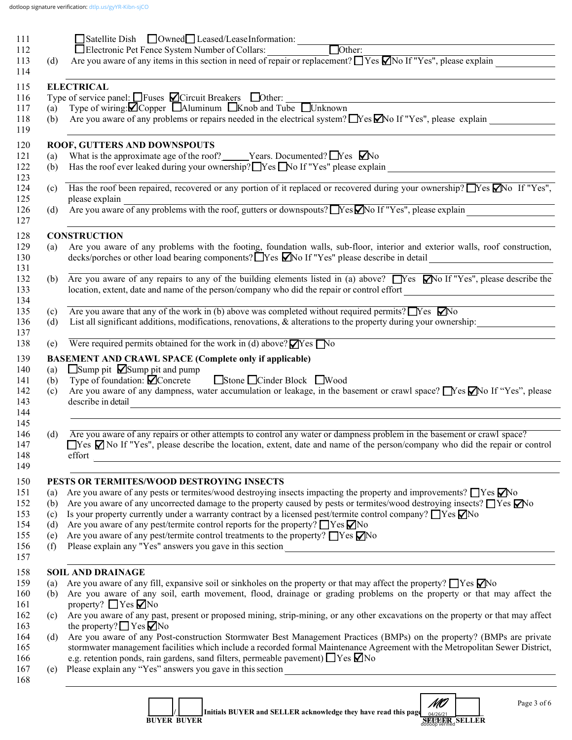dotloop signature verification: dtlp.us/gyYR-Kibn-sjCO

☐ Satellite Dish ☐ Owned ☐ Leased/Lease Information: ______

☐ Electronic Pet Fence System Number of Collars: ______ ☐ Other: ______

(d) Are you aware of any items in this section in need of repair or replacement? ☐ Yes ☑ No If "Yes", please explain ______

## ELECTRICAL

Type of service panel: ☐ Fuses ☑ Circuit Breakers ☐ Other: ______

(a) Type of wiring: ☑ Copper ☐ Aluminum ☐ Knob and Tube ☐ Unknown

(b) Are you aware of any problems or repairs needed in the electrical system? ☐ Yes ☑ No If "Yes", please explain ______

## ROOF, GUTTERS AND DOWNSPOUTS

(a) What is the approximate age of the roof? ______ Years. Documented? ☐ Yes ☑ No

(b) Has the roof ever leaked during your ownership? ☐ Yes ☐ No If "Yes" please explain ______

(c) Has the roof been repaired, recovered or any portion of it replaced or recovered during your ownership? ☐ Yes ☑ No If "Yes", please explain ______

(d) Are you aware of any problems with the roof, gutters or downspouts? ☐ Yes ☑ No If "Yes", please explain ______

## CONSTRUCTION

(a) Are you aware of any problems with the footing, foundation walls, sub-floor, interior and exterior walls, roof construction, decks/porches or other load bearing components? ☐ Yes ☑ No If "Yes" please describe in detail ______

(b) Are you aware of any repairs to any of the building elements listed in (a) above? ☐ Yes ☑ No If "Yes", please describe the location, extent, date and name of the person/company who did the repair or control effort ______

(c) Are you aware that any of the work in (b) above was completed without required permits? ☐ Yes ☑ No

(d) List all significant additions, modifications, renovations, & alterations to the property during your ownership: ______

(e) Were required permits obtained for the work in (d) above? ☑ Yes ☐ No

## BASEMENT AND CRAWL SPACE (Complete only if applicable)

(a) ☐ Sump pit ☑ Sump pit and pump

(b) Type of foundation: ☑ Concrete ☐ Stone ☐ Cinder Block ☐ Wood

(c) Are you aware of any dampness, water accumulation or leakage, in the basement or crawl space? ☐ Yes ☑ No If "Yes", please describe in detail ______

(d) Are you aware of any repairs or other attempts to control any water or dampness problem in the basement or crawl space? ☐ Yes ☑ No If "Yes", please describe the location, extent, date and name of the person/company who did the repair or control effort ______

## PESTS OR TERMITES/WOOD DESTROYING INSECTS

(a) Are you aware of any pests or termites/wood destroying insects impacting the property and improvements? ☐ Yes ☑ No

(b) Are you aware of any uncorrected damage to the property caused by pests or termites/wood destroying insects? ☐ Yes ☑ No

(c) Is your property currently under a warranty contract by a licensed pest/termite control company? ☐ Yes ☑ No

(d) Are you aware of any pest/termite control reports for the property? ☐ Yes ☑ No

(e) Are you aware of any pest/termite control treatments to the property? ☐ Yes ☑ No

(f) Please explain any "Yes" answers you gave in this section ______

## SOIL AND DRAINAGE

(a) Are you aware of any fill, expansive soil or sinkholes on the property or that may affect the property? ☐ Yes ☑ No

(b) Are you aware of any soil, earth movement, flood, drainage or grading problems on the property or that may affect the property? ☐ Yes ☑ No

(c) Are you aware of any past, present or proposed mining, strip-mining, or any other excavations on the property or that may affect the property? ☐ Yes ☑ No

(d) Are you aware of any Post-construction Stormwater Best Management Practices (BMPs) on the property? (BMPs are private stormwater management facilities which include a recorded formal Maintenance Agreement with the Metropolitan Sewer District, e.g. retention ponds, rain gardens, sand filters, permeable pavement) ☐ Yes ☑ No

(e) Please explain any "Yes" answers you gave in this section ______

______ / ______ Initials BUYER and SELLER acknowledge they have read this page MO (04/26/21, dotloop verified) ______

BUYER BUYER SELLER SELLER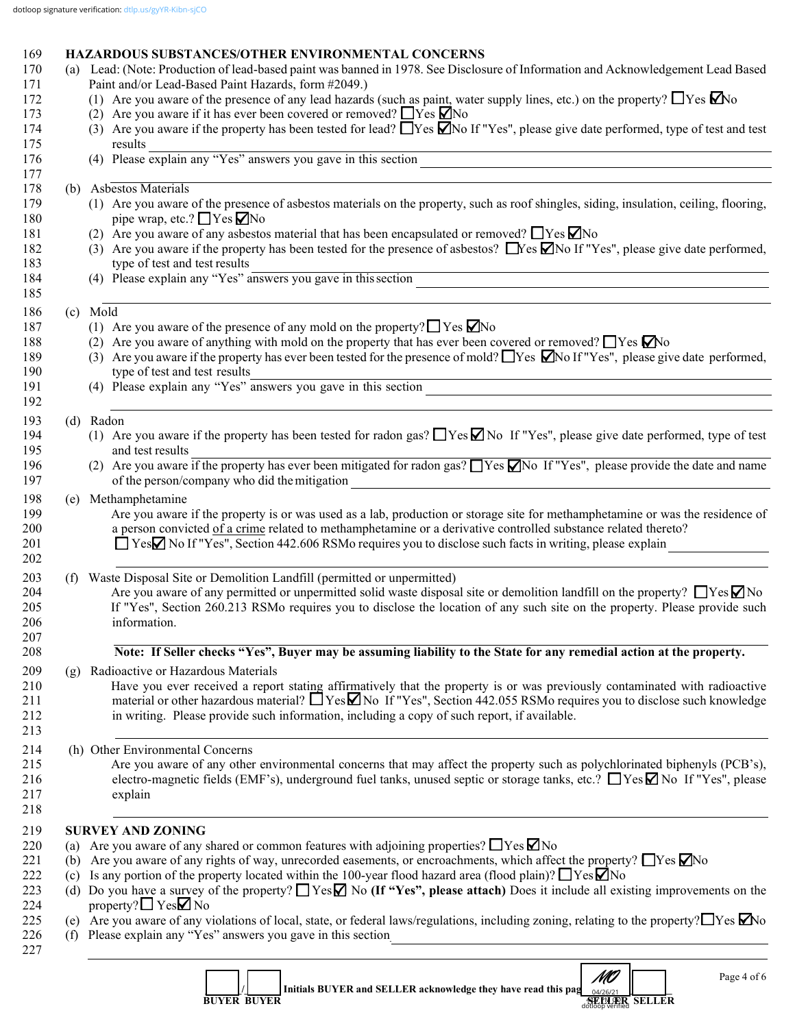dotloop signature verification: dtlp.us/gyYR-Kibn-sjCO

## HAZARDOUS SUBSTANCES/OTHER ENVIRONMENTAL CONCERNS

(a) Lead: (Note: Production of lead-based paint was banned in 1978. See Disclosure of Information and Acknowledgement Lead Based Paint and/or Lead-Based Paint Hazards, form #2049.)

(1) Are you aware of the presence of any lead hazards (such as paint, water supply lines, etc.) on the property? ☐ Yes ☑ No

(2) Are you aware if it has ever been covered or removed? ☐ Yes ☑ No

(3) Are you aware if the property has been tested for lead? ☐ Yes ☑ No If "Yes", please give date performed, type of test and test results ______

(4) Please explain any "Yes" answers you gave in this section ______

(b) Asbestos Materials

(1) Are you aware of the presence of asbestos materials on the property, such as roof shingles, siding, insulation, ceiling, flooring, pipe wrap, etc.? ☐ Yes ☑ No

(2) Are you aware of any asbestos material that has been encapsulated or removed? ☐ Yes ☑ No

(3) Are you aware if the property has been tested for the presence of asbestos? ☐ Yes ☑ No If "Yes", please give date performed, type of test and test results ______

(4) Please explain any "Yes" answers you gave in this section ______

(c) Mold

(1) Are you aware of the presence of any mold on the property? ☐ Yes ☑ No

(2) Are you aware of anything with mold on the property that has ever been covered or removed? ☐ Yes ☑ No

(3) Are you aware if the property has ever been tested for the presence of mold? ☐ Yes ☑ No If "Yes", please give date performed, type of test and test results ______

(4) Please explain any "Yes" answers you gave in this section ______

(d) Radon

(1) Are you aware if the property has been tested for radon gas? ☐ Yes ☑ No If "Yes", please give date performed, type of test and test results ______

(2) Are you aware if the property has ever been mitigated for radon gas? ☐ Yes ☑ No If "Yes", please provide the date and name of the person/company who did the mitigation ______

(e) Methamphetamine

Are you aware if the property is or was used as a lab, production or storage site for methamphetamine or was the residence of a person convicted of a crime related to methamphetamine or a derivative controlled substance related thereto?
☐ Yes ☑ No If "Yes", Section 442.606 RSMo requires you to disclose such facts in writing, please explain ______

(f) Waste Disposal Site or Demolition Landfill (permitted or unpermitted)

Are you aware of any permitted or unpermitted solid waste disposal site or demolition landfill on the property? ☐ Yes ☑ No If "Yes", Section 260.213 RSMo requires you to disclose the location of any such site on the property. Please provide such information.

**Note: If Seller checks "Yes", Buyer may be assuming liability to the State for any remedial action at the property.**

(g) Radioactive or Hazardous Materials

Have you ever received a report stating affirmatively that the property is or was previously contaminated with radioactive material or other hazardous material? ☐ Yes ☑ No If "Yes", Section 442.055 RSMo requires you to disclose such knowledge in writing. Please provide such information, including a copy of such report, if available.

(h) Other Environmental Concerns

Are you aware of any other environmental concerns that may affect the property such as polychlorinated biphenyls (PCB's), electro-magnetic fields (EMF's), underground fuel tanks, unused septic or storage tanks, etc.? ☐ Yes ☑ No If "Yes", please explain ______

## SURVEY AND ZONING

(a) Are you aware of any shared or common features with adjoining properties? ☐ Yes ☑ No

(b) Are you aware of any rights of way, unrecorded easements, or encroachments, which affect the property? ☐ Yes ☑ No

(c) Is any portion of the property located within the 100-year flood hazard area (flood plain)? ☐ Yes ☑ No

(d) Do you have a survey of the property? ☐ Yes ☑ No **(If "Yes", please attach)** Does it include all existing improvements on the property? ☐ Yes ☑ No

(e) Are you aware of any violations of local, state, or federal laws/regulations, including zoning, relating to the property? ☐ Yes ☑ No

(f) Please explain any "Yes" answers you gave in this section ______

______ / ______ Initials BUYER and SELLER acknowledge they have read this page MO 04/26/21 dotloop verified ______
BUYER BUYER SELLER SELLER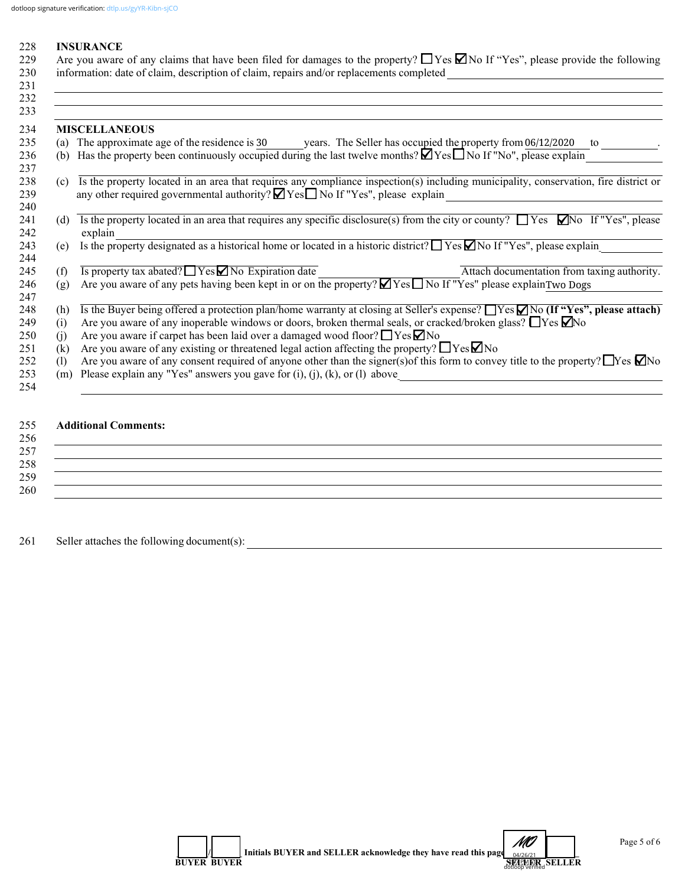## INSURANCE

Are you aware of any claims that have been filed for damages to the property? ☐ Yes ☑ No If "Yes", please provide the following information: date of claim, description of claim, repairs and/or replacements completed

## MISCELLANEOUS

(a) The approximate age of the residence is 30 years. The Seller has occupied the property from 06/12/2020 to ______.

(b) Has the property been continuously occupied during the last twelve months? ☑ Yes ☐ No If "No", please explain

(c) Is the property located in an area that requires any compliance inspection(s) including municipality, conservation, fire district or any other required governmental authority? ☑ Yes ☐ No If "Yes", please explain

(d) Is the property located in an area that requires any specific disclosure(s) from the city or county? ☐ Yes ☑ No If "Yes", please explain

(e) Is the property designated as a historical home or located in a historic district? ☐ Yes ☑ No If "Yes", please explain

(f) Is property tax abated? ☐ Yes ☑ No Expiration date ______ Attach documentation from taxing authority.

(g) Are you aware of any pets having been kept in or on the property? ☑ Yes ☐ No If "Yes" please explain Two Dogs

(h) Is the Buyer being offered a protection plan/home warranty at closing at Seller's expense? ☐ Yes ☑ No **(If "Yes", please attach)**

(i) Are you aware of any inoperable windows or doors, broken thermal seals, or cracked/broken glass? ☐ Yes ☑ No

(j) Are you aware if carpet has been laid over a damaged wood floor? ☐ Yes ☑ No

(k) Are you aware of any existing or threatened legal action affecting the property? ☐ Yes ☑ No

(l) Are you aware of any consent required of anyone other than the signer(s) of this form to convey title to the property? ☐ Yes ☑ No

(m) Please explain any "Yes" answers you gave for (i), (j), (k), or (l) above

**Additional Comments:**

Seller attaches the following document(s):

______ / ______ **Initials BUYER and SELLER acknowledge they have read this page** MO (04/26/21) / ______

**BUYER BUYER SELLER SELLER**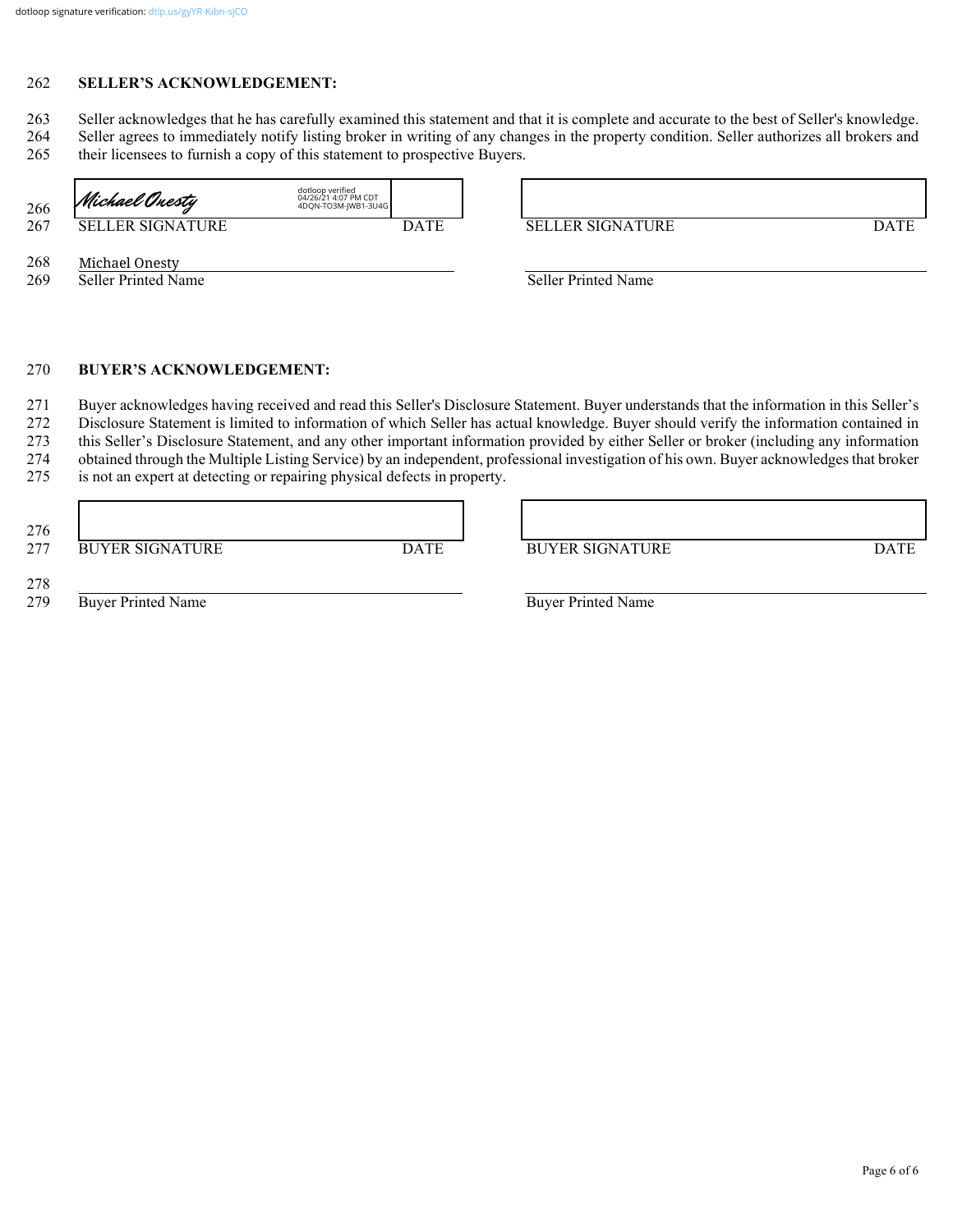dotloop signature verification: dtlp.us/gyYR-Kibn-sjCO

262 **SELLER'S ACKNOWLEDGEMENT:**

263 Seller acknowledges that he has carefully examined this statement and that it is complete and accurate to the best of Seller's knowledge.
264 Seller agrees to immediately notify listing broker in writing of any changes in the property condition. Seller authorizes all brokers and
265 their licensees to furnish a copy of this statement to prospective Buyers.

266 Michael Onesty — dotloop verified 04/26/21 4:07 PM CDT 4DQN-TO3M-JWB1-3U4G

267 SELLER SIGNATURE DATE | SELLER SIGNATURE DATE

268 Michael Onesty

269 Seller Printed Name | Seller Printed Name

270 **BUYER'S ACKNOWLEDGEMENT:**

271 Buyer acknowledges having received and read this Seller's Disclosure Statement. Buyer understands that the information in this Seller's
272 Disclosure Statement is limited to information of which Seller has actual knowledge. Buyer should verify the information contained in
273 this Seller's Disclosure Statement, and any other important information provided by either Seller or broker (including any information
274 obtained through the Multiple Listing Service) by an independent, professional investigation of his own. Buyer acknowledges that broker
275 is not an expert at detecting or repairing physical defects in property.

276

277 BUYER SIGNATURE DATE | BUYER SIGNATURE DATE

278

279 Buyer Printed Name | Buyer Printed Name